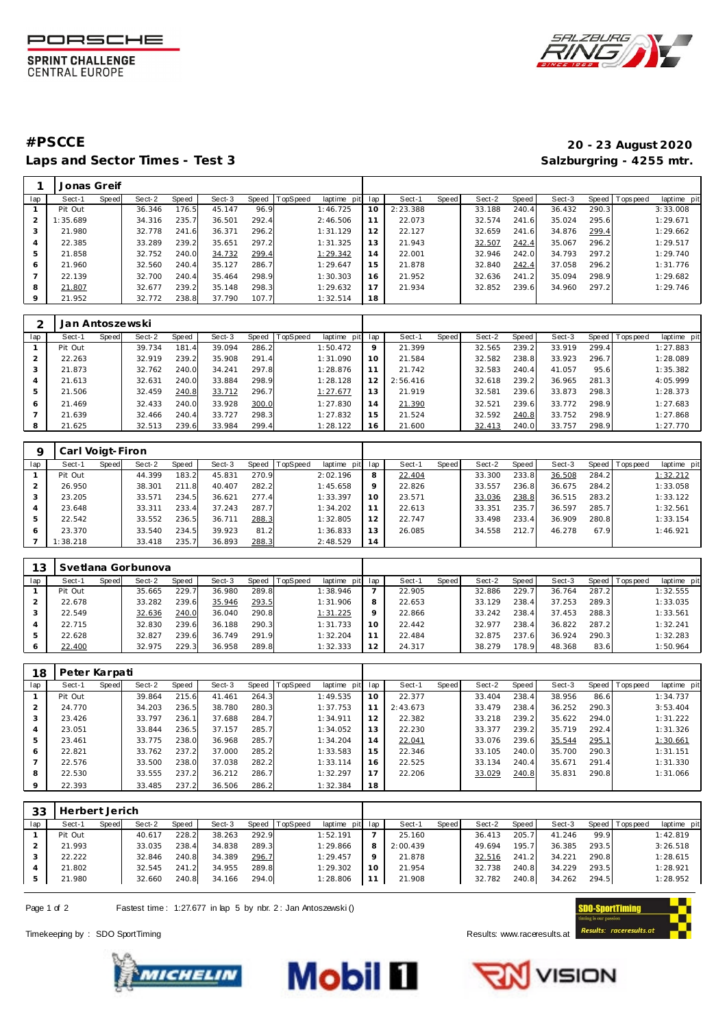PORSCHE SPRINT CHALLENGE CENTRAL EUROPE

# #PSCCE

## Laps and Sector Times - Test 3

**20 - 23 August 2020**
**Salzburgring - 4255 mtr.**

### 1 Jonas Greif

| lap | Sect-1 | Speed | Sect-2 | Speed | Sect-3 | Speed | TopSpeed | laptime pit | lap | Sect-1 | Speed | Sect-2 | Speed | Sect-3 | Speed | Topspeed | laptime pit |
|---|---|---|---|---|---|---|---|---|---|---|---|---|---|---|---|---|---|
| 1 | Pit Out | | 36.346 | 176.5 | 45.147 | 96.9 | | 1:46.725 | 10 | 2:23.388 | | 33.188 | 240.4 | 36.432 | 290.3 | | 3:33.008 |
| 2 | 1:35.689 | | 34.316 | 235.7 | 36.501 | 292.4 | | 2:46.506 | 11 | 22.073 | | 32.574 | 241.6 | 35.024 | 295.6 | | 1:29.671 |
| 3 | 21.980 | | 32.778 | 241.6 | 36.371 | 296.2 | | 1:31.129 | 12 | 22.127 | | 32.659 | 241.6 | 34.876 | 299.4 | | 1:29.662 |
| 4 | 22.385 | | 33.289 | 239.2 | 35.651 | 297.2 | | 1:31.325 | 13 | 21.943 | | 32.507 | 242.4 | 35.067 | 296.2 | | 1:29.517 |
| 5 | 21.858 | | 32.752 | 240.0 | 34.732 | 299.4 | | 1:29.342 | 14 | 22.001 | | 32.946 | 242.0 | 34.793 | 297.2 | | 1:29.740 |
| 6 | 21.960 | | 32.560 | 240.4 | 35.127 | 286.7 | | 1:29.647 | 15 | 21.878 | | 32.840 | 242.4 | 37.058 | 296.2 | | 1:31.776 |
| 7 | 22.139 | | 32.700 | 240.4 | 35.464 | 298.9 | | 1:30.303 | 16 | 21.952 | | 32.636 | 241.2 | 35.094 | 298.9 | | 1:29.682 |
| 8 | 21.807 | | 32.677 | 239.2 | 35.148 | 298.3 | | 1:29.632 | 17 | 21.934 | | 32.852 | 239.6 | 34.960 | 297.2 | | 1:29.746 |
| 9 | 21.952 | | 32.772 | 238.8 | 37.790 | 107.7 | | 1:32.514 | 18 | | | | | | | | |

### 2 Jan Antoszewski

| lap | Sect-1 | Speed | Sect-2 | Speed | Sect-3 | Speed | TopSpeed | laptime pit | lap | Sect-1 | Speed | Sect-2 | Speed | Sect-3 | Speed | Topspeed | laptime pit |
|---|---|---|---|---|---|---|---|---|---|---|---|---|---|---|---|---|---|
| 1 | Pit Out | | 39.734 | 181.4 | 39.094 | 286.2 | | 1:50.472 | 9 | 21.399 | | 32.565 | 239.2 | 33.919 | 299.4 | | 1:27.883 |
| 2 | 22.263 | | 32.919 | 239.2 | 35.908 | 291.4 | | 1:31.090 | 10 | 21.584 | | 32.582 | 238.8 | 33.923 | 296.7 | | 1:28.089 |
| 3 | 21.873 | | 32.762 | 240.0 | 34.241 | 297.8 | | 1:28.876 | 11 | 21.742 | | 32.583 | 240.4 | 41.057 | 95.6 | | 1:35.382 |
| 4 | 21.613 | | 32.631 | 240.0 | 33.884 | 298.9 | | 1:28.128 | 12 | 2:56.416 | | 32.618 | 239.2 | 36.965 | 281.3 | | 4:05.999 |
| 5 | 21.506 | | 32.459 | 240.8 | 33.712 | 296.7 | | 1:27.677 | 13 | 21.919 | | 32.581 | 239.6 | 33.873 | 298.3 | | 1:28.373 |
| 6 | 21.469 | | 32.433 | 240.0 | 33.928 | 300.0 | | 1:27.830 | 14 | 21.390 | | 32.521 | 239.6 | 33.772 | 298.9 | | 1:27.683 |
| 7 | 21.639 | | 32.466 | 240.4 | 33.727 | 298.3 | | 1:27.832 | 15 | 21.524 | | 32.592 | 240.8 | 33.752 | 298.9 | | 1:27.868 |
| 8 | 21.625 | | 32.513 | 239.6 | 33.984 | 299.4 | | 1:28.122 | 16 | 21.600 | | 32.413 | 240.0 | 33.757 | 298.9 | | 1:27.770 |

### 9 Carl Voigt-Firon

| lap | Sect-1 | Speed | Sect-2 | Speed | Sect-3 | Speed | TopSpeed | laptime pit | lap | Sect-1 | Speed | Sect-2 | Speed | Sect-3 | Speed | Topspeed | laptime pit |
|---|---|---|---|---|---|---|---|---|---|---|---|---|---|---|---|---|---|
| 1 | Pit Out | | 44.399 | 183.2 | 45.831 | 270.9 | | 2:02.196 | 8 | 22.404 | | 33.300 | 233.8 | 36.508 | 284.2 | | 1:32.212 |
| 2 | 26.950 | | 38.301 | 211.8 | 40.407 | 282.2 | | 1:45.658 | 9 | 22.826 | | 33.557 | 236.8 | 36.675 | 284.2 | | 1:33.058 |
| 3 | 23.205 | | 33.571 | 234.5 | 36.621 | 277.4 | | 1:33.397 | 10 | 23.571 | | 33.036 | 238.8 | 36.515 | 283.2 | | 1:33.122 |
| 4 | 23.648 | | 33.311 | 233.4 | 37.243 | 287.7 | | 1:34.202 | 11 | 22.613 | | 33.351 | 235.7 | 36.597 | 285.7 | | 1:32.561 |
| 5 | 22.542 | | 33.552 | 236.5 | 36.711 | 288.3 | | 1:32.805 | 12 | 22.747 | | 33.498 | 233.4 | 36.909 | 280.8 | | 1:33.154 |
| 6 | 23.370 | | 33.540 | 234.5 | 39.923 | 81.2 | | 1:36.833 | 13 | 26.085 | | 34.558 | 212.7 | 46.278 | 67.9 | | 1:46.921 |
| 7 | 1:38.218 | | 33.418 | 235.7 | 36.893 | 288.3 | | 2:48.529 | 14 | | | | | | | | |

### 13 Svetlana Gorbunova

| lap | Sect-1 | Speed | Sect-2 | Speed | Sect-3 | Speed | TopSpeed | laptime pit | lap | Sect-1 | Speed | Sect-2 | Speed | Sect-3 | Speed | Topspeed | laptime pit |
|---|---|---|---|---|---|---|---|---|---|---|---|---|---|---|---|---|---|
| 1 | Pit Out | | 35.665 | 229.7 | 36.980 | 289.8 | | 1:38.946 | 7 | 22.905 | | 32.886 | 229.7 | 36.764 | 287.2 | | 1:32.555 |
| 2 | 22.678 | | 33.282 | 239.6 | 35.946 | 293.5 | | 1:31.906 | 8 | 22.653 | | 33.129 | 238.4 | 37.253 | 289.3 | | 1:33.035 |
| 3 | 22.549 | | 32.636 | 240.0 | 36.040 | 290.8 | | 1:31.225 | 9 | 22.866 | | 33.242 | 238.4 | 37.453 | 288.3 | | 1:33.561 |
| 4 | 22.715 | | 32.830 | 239.6 | 36.188 | 290.3 | | 1:31.733 | 10 | 22.442 | | 32.977 | 238.4 | 36.822 | 287.2 | | 1:32.241 |
| 5 | 22.628 | | 32.827 | 239.6 | 36.749 | 291.9 | | 1:32.204 | 11 | 22.484 | | 32.875 | 237.6 | 36.924 | 290.3 | | 1:32.283 |
| 6 | 22.400 | | 32.975 | 229.3 | 36.958 | 289.8 | | 1:32.333 | 12 | 24.317 | | 38.279 | 178.9 | 48.368 | 83.6 | | 1:50.964 |

### 18 Peter Karpati

| lap | Sect-1 | Speed | Sect-2 | Speed | Sect-3 | Speed | TopSpeed | laptime pit | lap | Sect-1 | Speed | Sect-2 | Speed | Sect-3 | Speed | Topspeed | laptime pit |
|---|---|---|---|---|---|---|---|---|---|---|---|---|---|---|---|---|---|
| 1 | Pit Out | | 39.864 | 215.6 | 41.461 | 264.3 | | 1:49.535 | 10 | 22.377 | | 33.404 | 238.4 | 38.956 | 86.6 | | 1:34.737 |
| 2 | 24.770 | | 34.203 | 236.5 | 38.780 | 280.3 | | 1:37.753 | 11 | 2:43.673 | | 33.479 | 238.4 | 36.252 | 290.3 | | 3:53.404 |
| 3 | 23.426 | | 33.797 | 236.1 | 37.688 | 284.7 | | 1:34.911 | 12 | 22.382 | | 33.218 | 239.2 | 35.622 | 294.0 | | 1:31.222 |
| 4 | 23.051 | | 33.844 | 236.5 | 37.157 | 285.7 | | 1:34.052 | 13 | 22.230 | | 33.377 | 239.2 | 35.719 | 292.4 | | 1:31.326 |
| 5 | 23.461 | | 33.775 | 238.0 | 36.968 | 285.7 | | 1:34.204 | 14 | 22.041 | | 33.076 | 239.6 | 35.544 | 295.1 | | 1:30.661 |
| 6 | 22.821 | | 33.762 | 237.2 | 37.000 | 285.2 | | 1:33.583 | 15 | 22.346 | | 33.105 | 240.0 | 35.700 | 290.3 | | 1:31.151 |
| 7 | 22.576 | | 33.500 | 238.0 | 37.038 | 282.2 | | 1:33.114 | 16 | 22.525 | | 33.134 | 240.4 | 35.671 | 291.4 | | 1:31.330 |
| 8 | 22.530 | | 33.555 | 237.2 | 36.212 | 286.7 | | 1:32.297 | 17 | 22.206 | | 33.029 | 240.8 | 35.831 | 290.8 | | 1:31.066 |
| 9 | 22.393 | | 33.485 | 237.2 | 36.506 | 286.2 | | 1:32.384 | 18 | | | | | | | | |

### 33 Herbert Jerich

| lap | Sect-1 | Speed | Sect-2 | Speed | Sect-3 | Speed | TopSpeed | laptime pit | lap | Sect-1 | Speed | Sect-2 | Speed | Sect-3 | Speed | Topspeed | laptime pit |
|---|---|---|---|---|---|---|---|---|---|---|---|---|---|---|---|---|---|
| 1 | Pit Out | | 40.617 | 228.2 | 38.263 | 292.9 | | 1:52.191 | 7 | 25.160 | | 36.413 | 205.7 | 41.246 | 99.9 | | 1:42.819 |
| 2 | 21.993 | | 33.035 | 238.4 | 34.838 | 289.3 | | 1:29.866 | 8 | 2:00.439 | | 49.694 | 195.7 | 36.385 | 293.5 | | 3:26.518 |
| 3 | 22.222 | | 32.846 | 240.8 | 34.389 | 296.7 | | 1:29.457 | 9 | 21.878 | | 32.516 | 241.2 | 34.221 | 290.8 | | 1:28.615 |
| 4 | 21.802 | | 32.545 | 241.2 | 34.955 | 289.8 | | 1:29.302 | 10 | 21.954 | | 32.738 | 240.8 | 34.229 | 293.5 | | 1:28.921 |
| 5 | 21.980 | | 32.660 | 240.8 | 34.166 | 294.0 | | 1:28.806 | 11 | 21.908 | | 32.782 | 240.8 | 34.262 | 294.5 | | 1:28.952 |

Fastest time : 1:27.677 in lap 5 by nbr. 2 : Jan Antoszewski ()

Timekeeping by : SDO SportTiming

Results: www.raceresults.at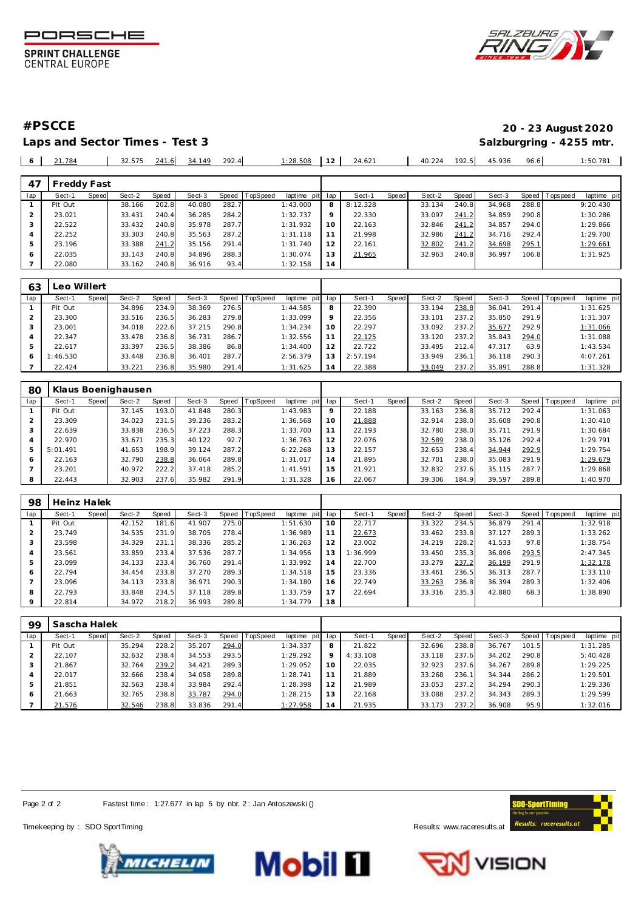PORSCHE SPRINT CHALLENGE CENTRAL EUROPE

# #PSCCE

**20 - 23 August 2020**

## Laps and Sector Times - Test 3

**Salzburgring - 4255 mtr.**

| lap | Sect-1 | Speed | Sect-2 | Speed | Sect-3 | Speed | TopSpeed | laptime pit | lap | Sect-1 | Speed | Sect-2 | Speed | Sect-3 | Speed | Topspeed | laptime pit |
|---|---|---|---|---|---|---|---|---|---|---|---|---|---|---|---|---|---|
| 6 | 21.784 | | 32.575 | 241.6 | 34.149 | 292.4 | | 1:28.508 | 12 | 24.621 | | 40.224 | 192.5 | 45.936 | 96.6 | | 1:50.781 |

### 47 Freddy Fast

| lap | Sect-1 | Speed | Sect-2 | Speed | Sect-3 | Speed | TopSpeed | laptime pit | lap | Sect-1 | Speed | Sect-2 | Speed | Sect-3 | Speed | Topspeed | laptime pit |
|---|---|---|---|---|---|---|---|---|---|---|---|---|---|---|---|---|---|
| 1 | Pit Out | | 38.166 | 202.8 | 40.080 | 282.7 | | 1:43.000 | 8 | 8:12.328 | | 33.134 | 240.8 | 34.968 | 288.8 | | 9:20.430 |
| 2 | 23.021 | | 33.431 | 240.4 | 36.285 | 284.2 | | 1:32.737 | 9 | 22.330 | | 33.097 | 241.2 | 34.859 | 290.8 | | 1:30.286 |
| 3 | 22.522 | | 33.432 | 240.8 | 35.978 | 287.7 | | 1:31.932 | 10 | 22.163 | | 32.846 | 241.2 | 34.857 | 294.0 | | 1:29.866 |
| 4 | 22.252 | | 33.303 | 240.8 | 35.563 | 287.2 | | 1:31.118 | 11 | 21.998 | | 32.986 | 241.2 | 34.716 | 292.4 | | 1:29.700 |
| 5 | 23.196 | | 33.388 | 241.2 | 35.156 | 291.4 | | 1:31.740 | 12 | 22.161 | | 32.802 | 241.2 | 34.698 | 295.1 | | 1:29.661 |
| 6 | 22.035 | | 33.143 | 240.8 | 34.896 | 288.3 | | 1:30.074 | 13 | 21.965 | | 32.963 | 240.8 | 36.997 | 106.8 | | 1:31.925 |
| 7 | 22.080 | | 33.162 | 240.8 | 36.916 | 93.4 | | 1:32.158 | 14 | | | | | | | | |

### 63 Leo Willert

| lap | Sect-1 | Speed | Sect-2 | Speed | Sect-3 | Speed | TopSpeed | laptime pit | lap | Sect-1 | Speed | Sect-2 | Speed | Sect-3 | Speed | Topspeed | laptime pit |
|---|---|---|---|---|---|---|---|---|---|---|---|---|---|---|---|---|---|
| 1 | Pit Out | | 34.896 | 234.9 | 38.369 | 276.5 | | 1:44.585 | 8 | 22.390 | | 33.194 | 238.8 | 36.041 | 291.4 | | 1:31.625 |
| 2 | 23.300 | | 33.516 | 236.5 | 36.283 | 279.8 | | 1:33.099 | 9 | 22.356 | | 33.101 | 237.2 | 35.850 | 291.9 | | 1:31.307 |
| 3 | 23.001 | | 34.018 | 222.6 | 37.215 | 290.8 | | 1:34.234 | 10 | 22.297 | | 33.092 | 237.2 | 35.677 | 292.9 | | 1:31.066 |
| 4 | 22.347 | | 33.478 | 236.8 | 36.731 | 286.7 | | 1:32.556 | 11 | 22.125 | | 33.120 | 237.2 | 35.843 | 294.0 | | 1:31.088 |
| 5 | 22.617 | | 33.397 | 236.5 | 38.386 | 86.8 | | 1:34.400 | 12 | 22.722 | | 33.495 | 212.4 | 47.317 | 63.9 | | 1:43.534 |
| 6 | 1:46.530 | | 33.448 | 236.8 | 36.401 | 287.7 | | 2:56.379 | 13 | 2:57.194 | | 33.949 | 236.1 | 36.118 | 290.3 | | 4:07.261 |
| 7 | 22.424 | | 33.221 | 236.8 | 35.980 | 291.4 | | 1:31.625 | 14 | 22.388 | | 33.049 | 237.2 | 35.891 | 288.8 | | 1:31.328 |

### 80 Klaus Boenighausen

| lap | Sect-1 | Speed | Sect-2 | Speed | Sect-3 | Speed | TopSpeed | laptime pit | lap | Sect-1 | Speed | Sect-2 | Speed | Sect-3 | Speed | Topspeed | laptime pit |
|---|---|---|---|---|---|---|---|---|---|---|---|---|---|---|---|---|---|
| 1 | Pit Out | | 37.145 | 193.0 | 41.848 | 280.3 | | 1:43.983 | 9 | 22.188 | | 33.163 | 236.8 | 35.712 | 292.4 | | 1:31.063 |
| 2 | 23.309 | | 34.023 | 231.5 | 39.236 | 283.2 | | 1:36.568 | 10 | 21.888 | | 32.914 | 238.0 | 35.608 | 290.8 | | 1:30.410 |
| 3 | 22.639 | | 33.838 | 236.5 | 37.223 | 288.3 | | 1:33.700 | 11 | 22.193 | | 32.780 | 238.0 | 35.711 | 291.9 | | 1:30.684 |
| 4 | 22.970 | | 33.671 | 235.3 | 40.122 | 92.7 | | 1:36.763 | 12 | 22.076 | | 32.589 | 238.0 | 35.126 | 292.4 | | 1:29.791 |
| 5 | 5:01.491 | | 41.653 | 198.9 | 39.124 | 287.2 | | 6:22.268 | 13 | 22.157 | | 32.653 | 238.4 | 34.944 | 292.9 | | 1:29.754 |
| 6 | 22.163 | | 32.790 | 238.8 | 36.064 | 289.8 | | 1:31.017 | 14 | 21.895 | | 32.701 | 238.0 | 35.083 | 291.9 | | 1:29.679 |
| 7 | 23.201 | | 40.972 | 222.2 | 37.418 | 285.2 | | 1:41.591 | 15 | 21.921 | | 32.832 | 237.6 | 35.115 | 287.7 | | 1:29.868 |
| 8 | 22.443 | | 32.903 | 237.6 | 35.982 | 291.9 | | 1:31.328 | 16 | 22.067 | | 39.306 | 184.9 | 39.597 | 289.8 | | 1:40.970 |

### 98 Heinz Halek

| lap | Sect-1 | Speed | Sect-2 | Speed | Sect-3 | Speed | TopSpeed | laptime pit | lap | Sect-1 | Speed | Sect-2 | Speed | Sect-3 | Speed | Topspeed | laptime pit |
|---|---|---|---|---|---|---|---|---|---|---|---|---|---|---|---|---|---|
| 1 | Pit Out | | 42.152 | 181.6 | 41.907 | 275.0 | | 1:51.630 | 10 | 22.717 | | 33.322 | 234.5 | 36.879 | 291.4 | | 1:32.918 |
| 2 | 23.749 | | 34.535 | 231.9 | 38.705 | 278.4 | | 1:36.989 | 11 | 22.673 | | 33.462 | 233.8 | 37.127 | 289.3 | | 1:33.262 |
| 3 | 23.598 | | 34.329 | 231.1 | 38.336 | 285.2 | | 1:36.263 | 12 | 23.002 | | 34.219 | 228.2 | 41.533 | 97.8 | | 1:38.754 |
| 4 | 23.561 | | 33.859 | 233.4 | 37.536 | 287.7 | | 1:34.956 | 13 | 1:36.999 | | 33.450 | 235.3 | 36.896 | 293.5 | | 2:47.345 |
| 5 | 23.099 | | 34.133 | 233.4 | 36.760 | 291.4 | | 1:33.992 | 14 | 22.700 | | 33.279 | 237.2 | 36.199 | 291.9 | | 1:32.178 |
| 6 | 22.794 | | 34.454 | 233.8 | 37.270 | 289.3 | | 1:34.518 | 15 | 23.336 | | 33.461 | 236.5 | 36.313 | 287.7 | | 1:33.110 |
| 7 | 23.096 | | 34.113 | 233.8 | 36.971 | 290.3 | | 1:34.180 | 16 | 22.749 | | 33.263 | 236.8 | 36.394 | 289.3 | | 1:32.406 |
| 8 | 22.793 | | 33.848 | 234.5 | 37.118 | 289.8 | | 1:33.759 | 17 | 22.694 | | 33.316 | 235.3 | 42.880 | 68.3 | | 1:38.890 |
| 9 | 22.814 | | 34.972 | 218.2 | 36.993 | 289.8 | | 1:34.779 | 18 | | | | | | | | |

### 99 Sascha Halek

| lap | Sect-1 | Speed | Sect-2 | Speed | Sect-3 | Speed | TopSpeed | laptime pit | lap | Sect-1 | Speed | Sect-2 | Speed | Sect-3 | Speed | Topspeed | laptime pit |
|---|---|---|---|---|---|---|---|---|---|---|---|---|---|---|---|---|---|
| 1 | Pit Out | | 35.294 | 228.2 | 35.207 | 294.0 | | 1:34.337 | 8 | 21.822 | | 32.696 | 238.8 | 36.767 | 101.5 | | 1:31.285 |
| 2 | 22.107 | | 32.632 | 238.4 | 34.553 | 293.5 | | 1:29.292 | 9 | 4:33.108 | | 33.118 | 237.6 | 34.202 | 290.8 | | 5:40.428 |
| 3 | 21.867 | | 32.764 | 239.2 | 34.421 | 289.3 | | 1:29.052 | 10 | 22.035 | | 32.923 | 237.6 | 34.267 | 289.8 | | 1:29.225 |
| 4 | 22.017 | | 32.666 | 238.4 | 34.058 | 289.8 | | 1:28.741 | 11 | 21.889 | | 33.268 | 236.1 | 34.344 | 286.2 | | 1:29.501 |
| 5 | 21.851 | | 32.563 | 238.4 | 33.984 | 292.4 | | 1:28.398 | 12 | 21.989 | | 33.053 | 237.2 | 34.294 | 290.3 | | 1:29.336 |
| 6 | 21.663 | | 32.765 | 238.8 | 33.787 | 294.0 | | 1:28.215 | 13 | 22.168 | | 33.088 | 237.2 | 34.343 | 289.3 | | 1:29.599 |
| 7 | 21.576 | | 32.546 | 238.8 | 33.836 | 291.4 | | 1:27.958 | 14 | 21.935 | | 33.173 | 237.2 | 36.908 | 95.9 | | 1:32.016 |

Fastest time : 1:27.677 in lap 5 by nbr. 2 : Jan Antoszewski ()

Timekeeping by : SDO SportTiming

Results: www.raceresults.at